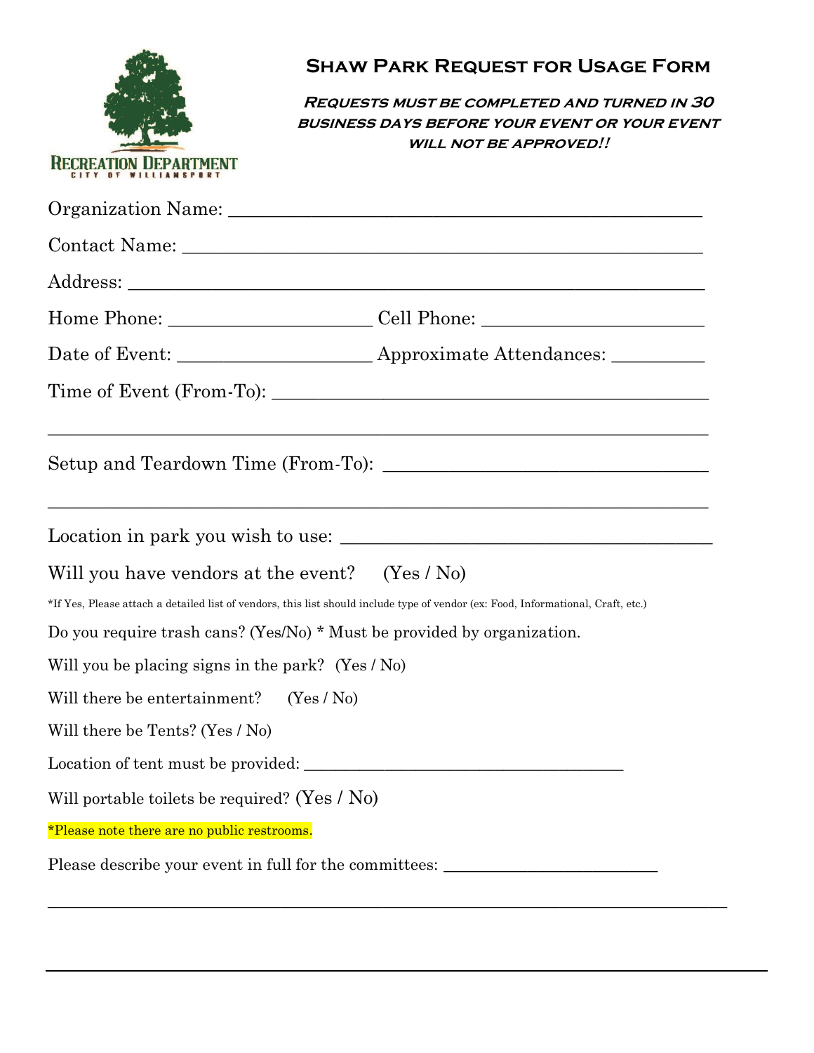RECREATION DEPARTMENT
CITY OF WILLIAMSPORT

# Shaw Park Request for Usage Form

***Requests must be completed and turned in 30 business days before your event or your event will not be approved!!***

Organization Name: _______________________________________________

Contact Name: __________________________________________________

Address: ______________________________________________________

Home Phone: ____________________ Cell Phone: ____________________

Date of Event: ___________________ Approximate Attendances: _________

Time of Event (From-To): ___________________________________________

_______________________________________________________________

Setup and Teardown Time (From-To): ________________________________

_______________________________________________________________

Location in park you wish to use: ____________________________________

Will you have vendors at the event? (Yes / No)

*If Yes, Please attach a detailed list of vendors, this list should include type of vendor (ex: Food, Informational, Craft, etc.)

Do you require trash cans? (Yes/No) * Must be provided by organization.

Will you be placing signs in the park? (Yes / No)

Will there be entertainment? (Yes / No)

Will there be Tents? (Yes / No)

Location of tent must be provided: ___________________________________

Will portable toilets be required? (Yes / No)

*Please note there are no public restrooms.

Please describe your event in full for the committees: ______________________

_______________________________________________________________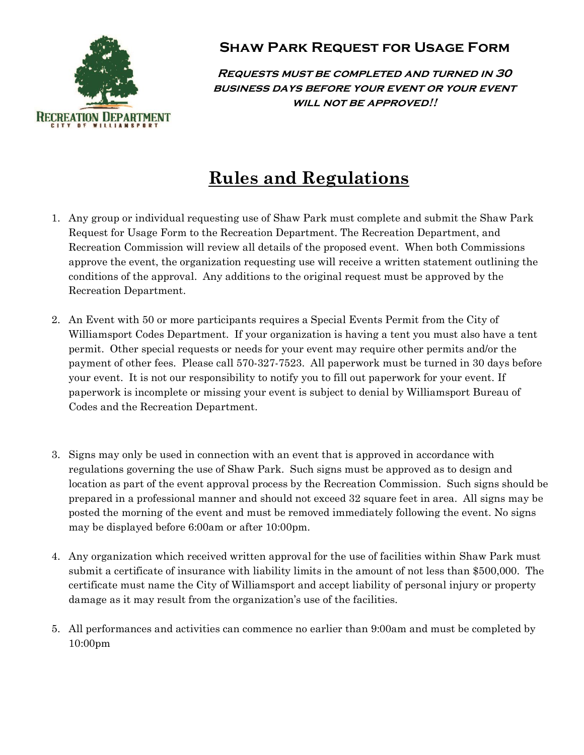RECREATION DEPARTMENT
CITY OF WILLIAMSPORT

## Shaw Park Request for Usage Form

***Requests must be completed and turned in 30 business days before your event or your event will not be approved!!***

# Rules and Regulations

1. Any group or individual requesting use of Shaw Park must complete and submit the Shaw Park Request for Usage Form to the Recreation Department. The Recreation Department, and Recreation Commission will review all details of the proposed event. When both Commissions approve the event, the organization requesting use will receive a written statement outlining the conditions of the approval. Any additions to the original request must be approved by the Recreation Department.

2. An Event with 50 or more participants requires a Special Events Permit from the City of Williamsport Codes Department. If your organization is having a tent you must also have a tent permit. Other special requests or needs for your event may require other permits and/or the payment of other fees. Please call 570-327-7523. All paperwork must be turned in 30 days before your event. It is not our responsibility to notify you to fill out paperwork for your event. If paperwork is incomplete or missing your event is subject to denial by Williamsport Bureau of Codes and the Recreation Department.

3. Signs may only be used in connection with an event that is approved in accordance with regulations governing the use of Shaw Park. Such signs must be approved as to design and location as part of the event approval process by the Recreation Commission. Such signs should be prepared in a professional manner and should not exceed 32 square feet in area. All signs may be posted the morning of the event and must be removed immediately following the event. No signs may be displayed before 6:00am or after 10:00pm.

4. Any organization which received written approval for the use of facilities within Shaw Park must submit a certificate of insurance with liability limits in the amount of not less than $500,000. The certificate must name the City of Williamsport and accept liability of personal injury or property damage as it may result from the organization's use of the facilities.

5. All performances and activities can commence no earlier than 9:00am and must be completed by 10:00pm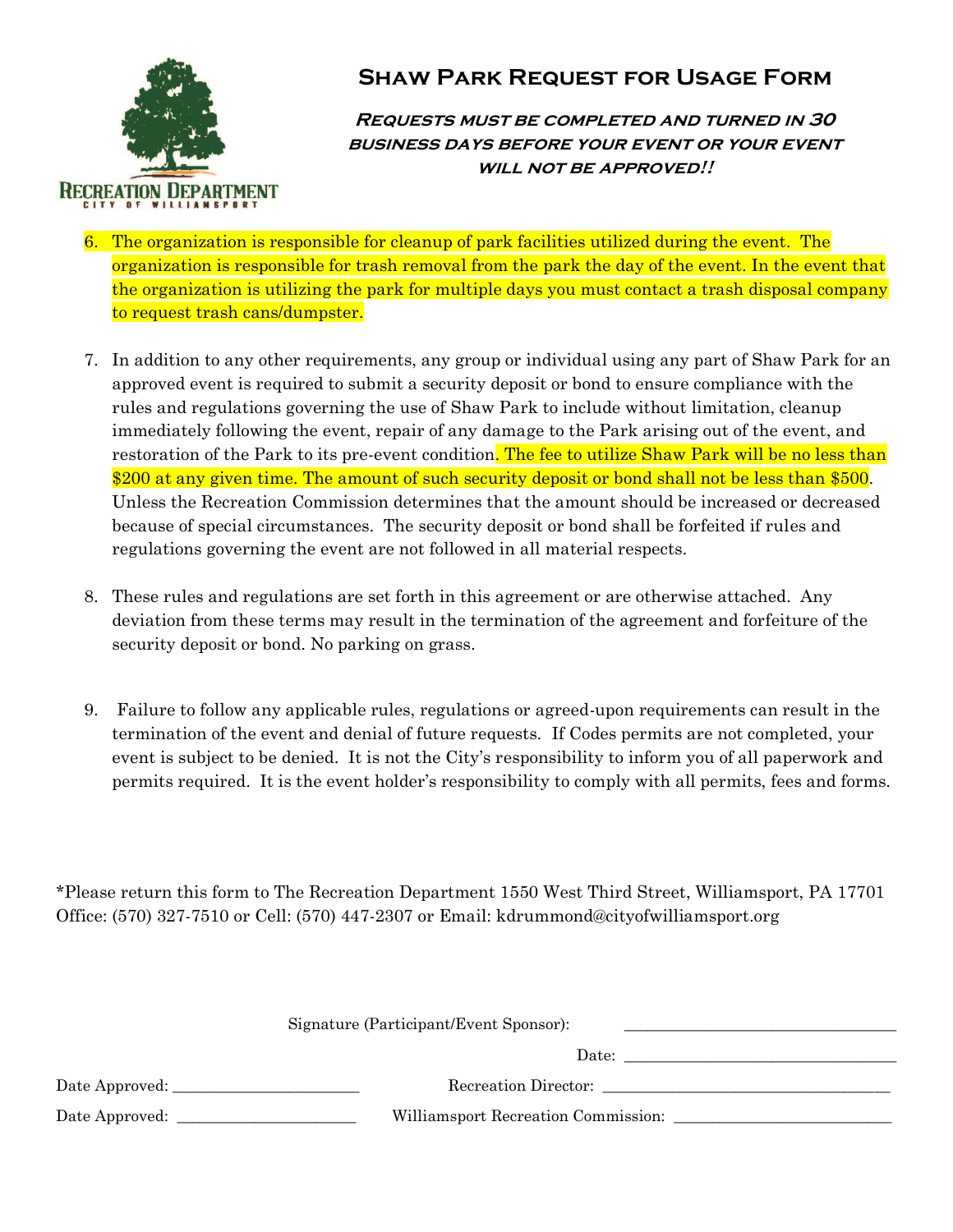# Shaw Park Request for Usage Form

***Requests must be completed and turned in 30 business days before your event or your event will not be approved!!***

6. The organization is responsible for cleanup of park facilities utilized during the event. The organization is responsible for trash removal from the park the day of the event. In the event that the organization is utilizing the park for multiple days you must contact a trash disposal company to request trash cans/dumpster.

7. In addition to any other requirements, any group or individual using any part of Shaw Park for an approved event is required to submit a security deposit or bond to ensure compliance with the rules and regulations governing the use of Shaw Park to include without limitation, cleanup immediately following the event, repair of any damage to the Park arising out of the event, and restoration of the Park to its pre-event condition. The fee to utilize Shaw Park will be no less than $200 at any given time. The amount of such security deposit or bond shall not be less than $500. Unless the Recreation Commission determines that the amount should be increased or decreased because of special circumstances. The security deposit or bond shall be forfeited if rules and regulations governing the event are not followed in all material respects.

8. These rules and regulations are set forth in this agreement or are otherwise attached. Any deviation from these terms may result in the termination of the agreement and forfeiture of the security deposit or bond. No parking on grass.

9. Failure to follow any applicable rules, regulations or agreed-upon requirements can result in the termination of the event and denial of future requests. If Codes permits are not completed, your event is subject to be denied. It is not the City's responsibility to inform you of all paperwork and permits required. It is the event holder's responsibility to comply with all permits, fees and forms.

*Please return this form to The Recreation Department 1550 West Third Street, Williamsport, PA 17701
Office: (570) 327-7510 or Cell: (570) 447-2307 or Email: kdrummond@cityofwilliamsport.org

Signature (Participant/Event Sponsor): ______________________

Date: ______________________

Date Approved: ______________________ Recreation Director: ______________________

Date Approved: ______________________ Williamsport Recreation Commission: ______________________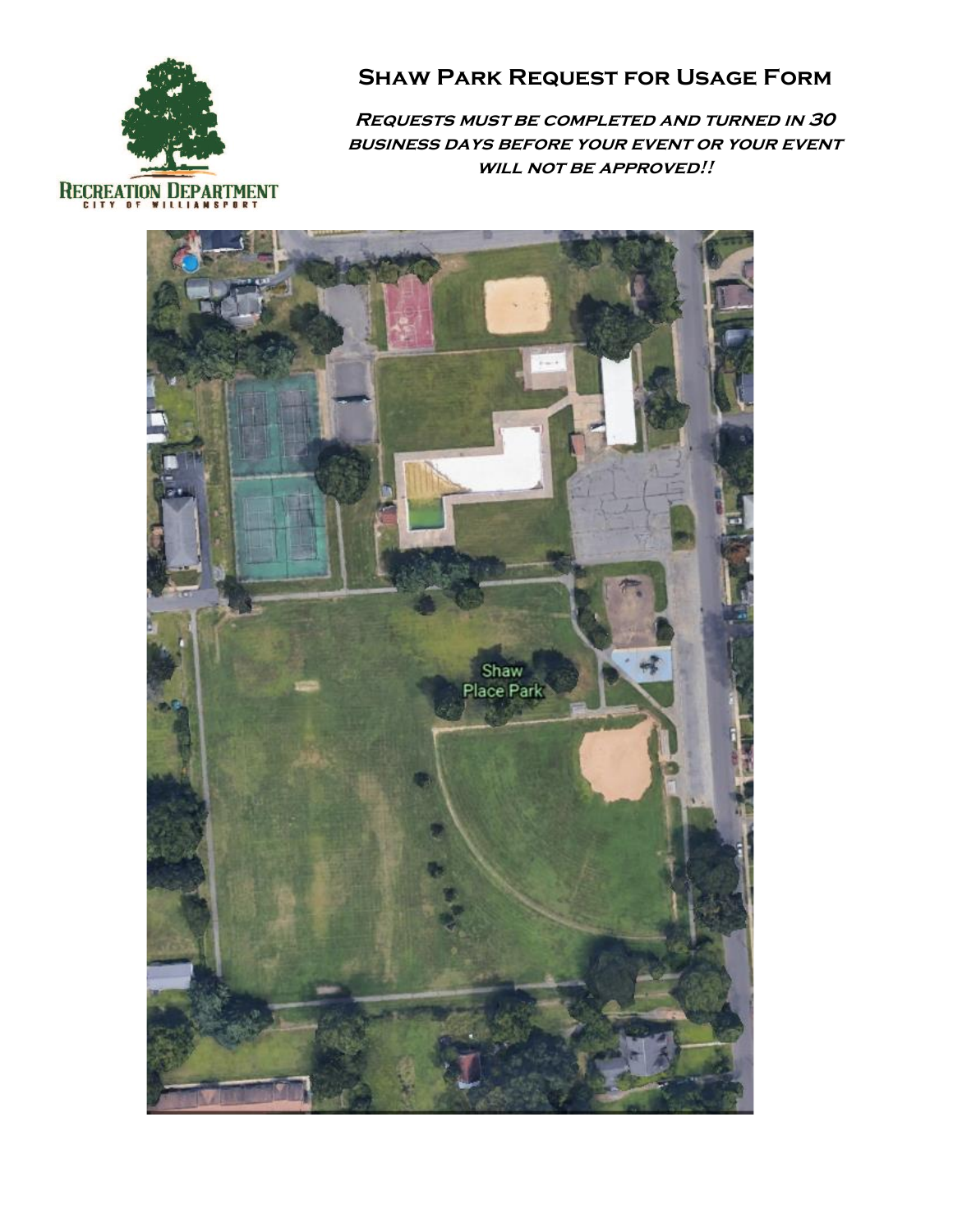# Shaw Park Request for Usage Form

***Requests must be completed and turned in 30 business days before your event or your event will not be approved!!***